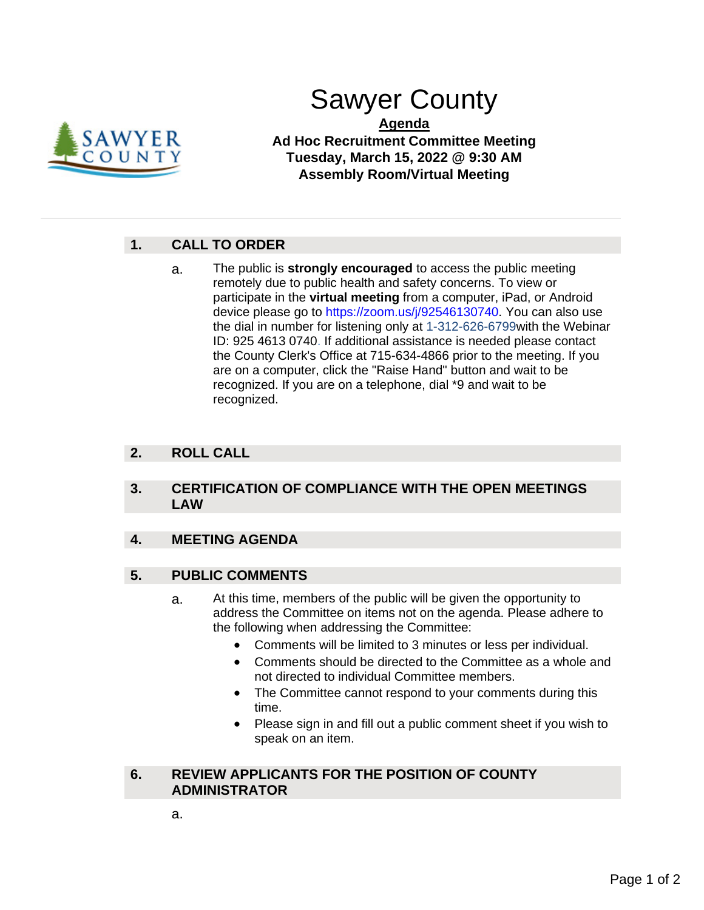# Sawyer County

**Agenda**

**Ad Hoc Recruitment Committee Meeting**
**Tuesday, March 15, 2022 @ 9:30 AM**
**Assembly Room/Virtual Meeting**

---

## 1. CALL TO ORDER

a. The public is **strongly encouraged** to access the public meeting remotely due to public health and safety concerns. To view or participate in the **virtual meeting** from a computer, iPad, or Android device please go to https://zoom.us/j/92546130740. You can also use the dial in number for listening only at 1-312-626-6799with the Webinar ID: 925 4613 0740. If additional assistance is needed please contact the County Clerk's Office at 715-634-4866 prior to the meeting. If you are on a computer, click the "Raise Hand" button and wait to be recognized. If you are on a telephone, dial *9 and wait to be recognized.

## 2. ROLL CALL

## 3. CERTIFICATION OF COMPLIANCE WITH THE OPEN MEETINGS LAW

## 4. MEETING AGENDA

## 5. PUBLIC COMMENTS

a. At this time, members of the public will be given the opportunity to address the Committee on items not on the agenda. Please adhere to the following when addressing the Committee:

- Comments will be limited to 3 minutes or less per individual.
- Comments should be directed to the Committee as a whole and not directed to individual Committee members.
- The Committee cannot respond to your comments during this time.
- Please sign in and fill out a public comment sheet if you wish to speak on an item.

## 6. REVIEW APPLICANTS FOR THE POSITION OF COUNTY ADMINISTRATOR

a.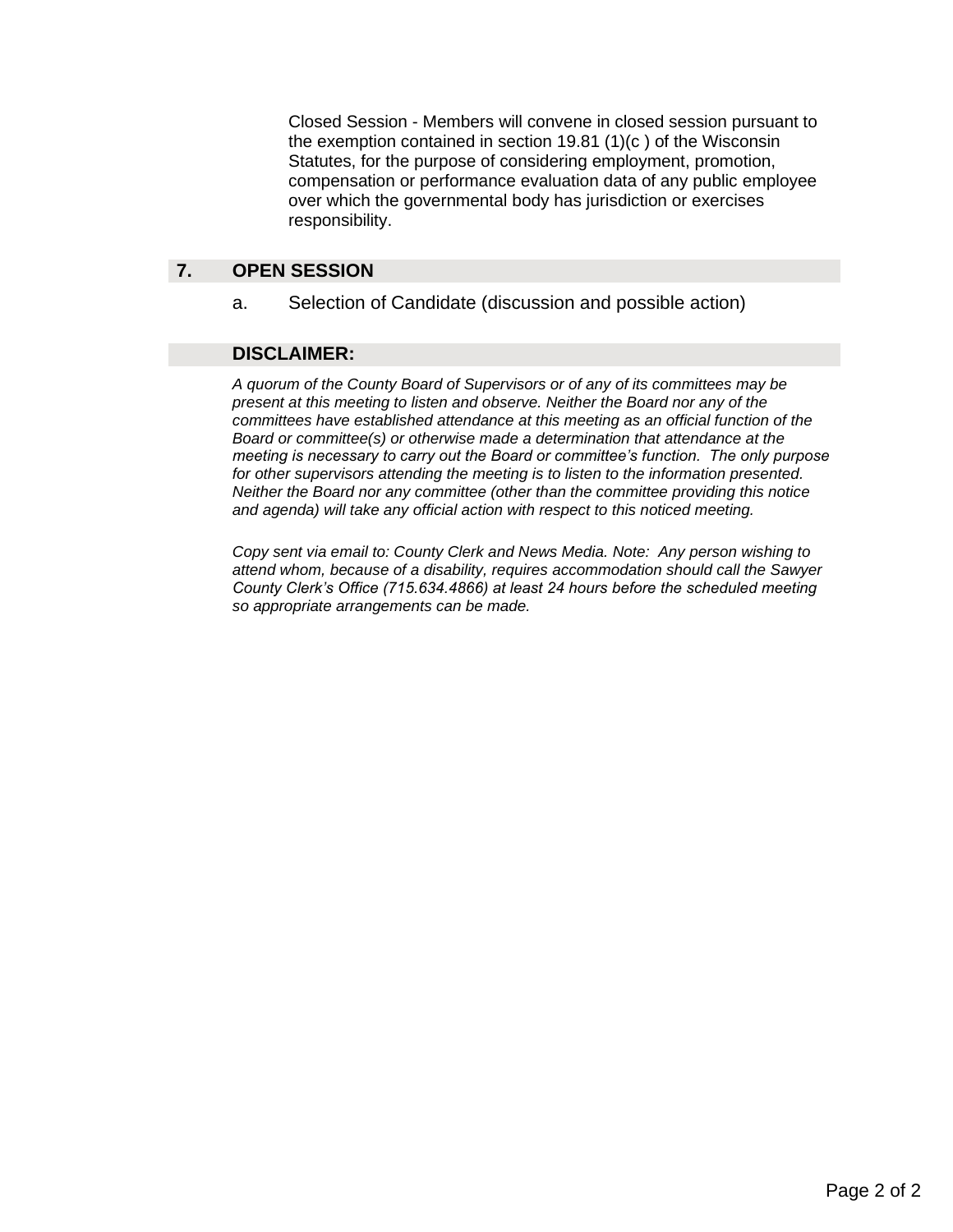Closed Session - Members will convene in closed session pursuant to the exemption contained in section 19.81 (1)(c ) of the Wisconsin Statutes, for the purpose of considering employment, promotion, compensation or performance evaluation data of any public employee over which the governmental body has jurisdiction or exercises responsibility.

## 7. OPEN SESSION

a. Selection of Candidate (discussion and possible action)

## DISCLAIMER:

*A quorum of the County Board of Supervisors or of any of its committees may be present at this meeting to listen and observe. Neither the Board nor any of the committees have established attendance at this meeting as an official function of the Board or committee(s) or otherwise made a determination that attendance at the meeting is necessary to carry out the Board or committee's function. The only purpose for other supervisors attending the meeting is to listen to the information presented. Neither the Board nor any committee (other than the committee providing this notice and agenda) will take any official action with respect to this noticed meeting.*

*Copy sent via email to: County Clerk and News Media. Note: Any person wishing to attend whom, because of a disability, requires accommodation should call the Sawyer County Clerk's Office (715.634.4866) at least 24 hours before the scheduled meeting so appropriate arrangements can be made.*